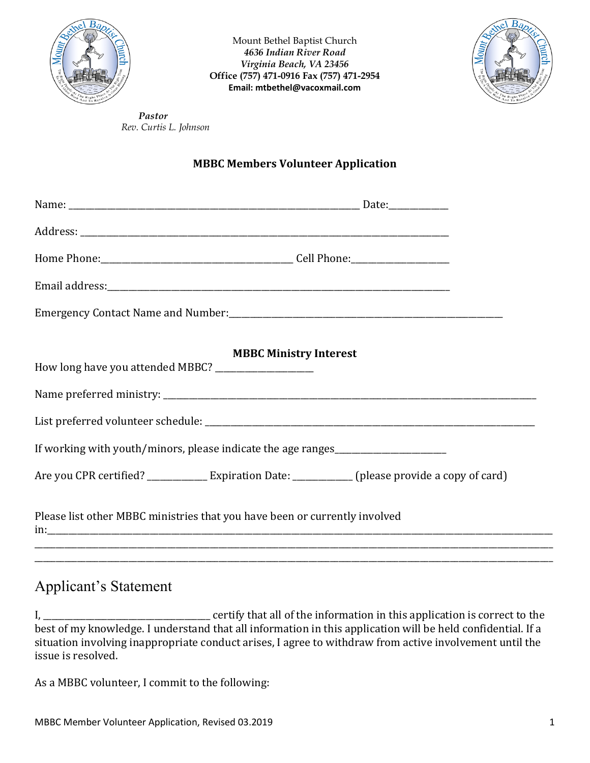Mount Bethel Baptist Church
*4636 Indian River Road*
*Virginia Beach, VA 23456*
**Office (757) 471-0916 Fax (757) 471-2954**
**Email: mtbethel@vacoxmail.com**

***Pastor***
*Rev. Curtis L. Johnson*

**MBBC Members Volunteer Application**

Name: ______________________________________________________________ Date:____________

Address: _____________________________________________________________________________

Home Phone:_________________________________________ Cell Phone:_____________________

Email address:________________________________________________________________________

Emergency Contact Name and Number:___________________________________________________________

**MBBC Ministry Interest**

How long have you attended MBBC? _____________________

Name preferred ministry: ___________________________________________________________________________________

List preferred volunteer schedule: ___________________________________________________________________________

If working with youth/minors, please indicate the age ranges________________________

Are you CPR certified? _____________ Expiration Date: _____________ (please provide a copy of card)

Please list other MBBC ministries that you have been or currently involved in:________________________________________________________________________________________________________
________________________________________________________________________________________________________________
________________________________________________________________________________________________________________

## Applicant's Statement

I, ___________________________________ certify that all of the information in this application is correct to the best of my knowledge. I understand that all information in this application will be held confidential. If a situation involving inappropriate conduct arises, I agree to withdraw from active involvement until the issue is resolved.

As a MBBC volunteer, I commit to the following:

MBBC Member Volunteer Application, Revised 03.2019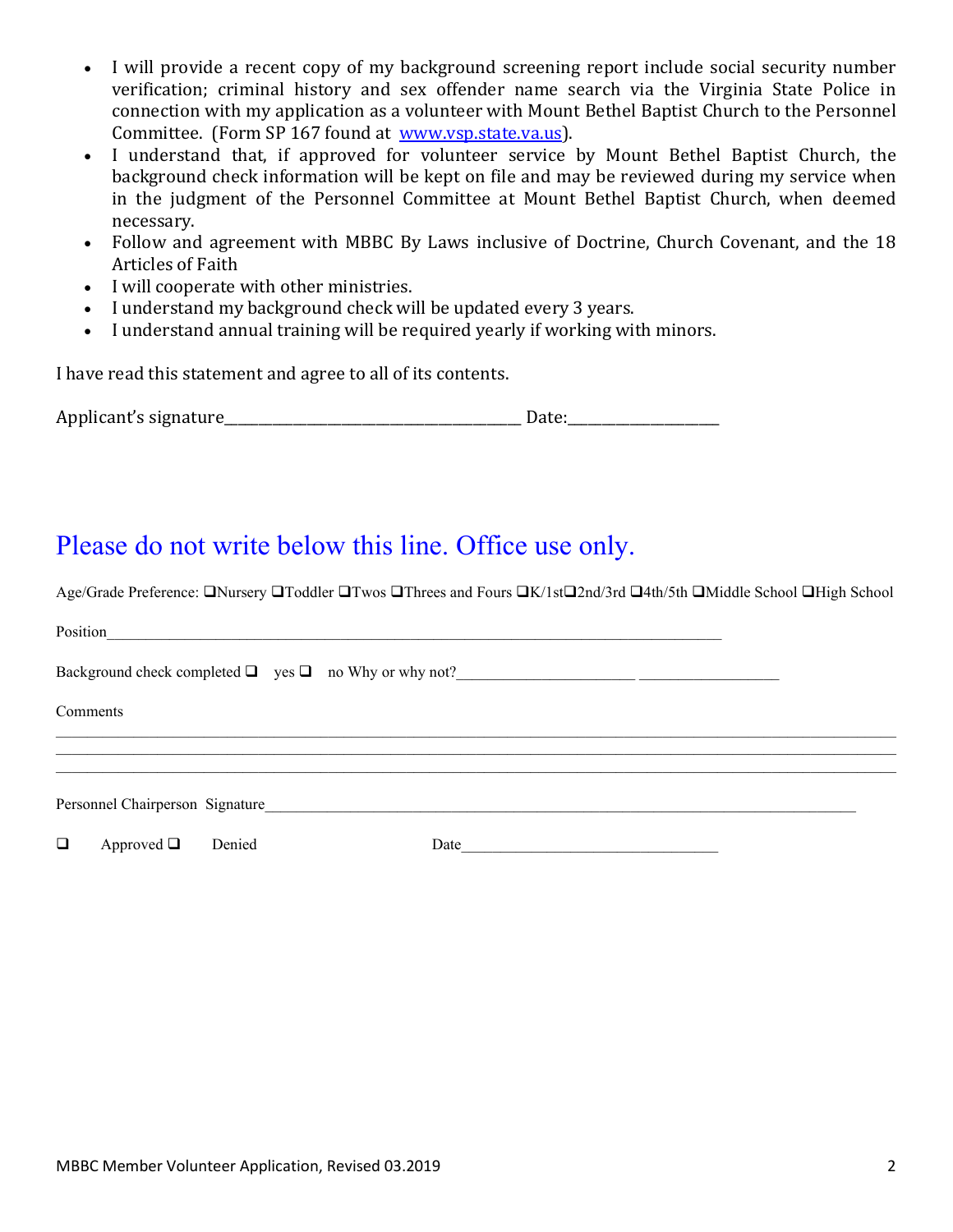- I will provide a recent copy of my background screening report include social security number verification; criminal history and sex offender name search via the Virginia State Police in connection with my application as a volunteer with Mount Bethel Baptist Church to the Personnel Committee. (Form SP 167 found at [www.vsp.state.va.us](http://www.vsp.state.va.us)).
- I understand that, if approved for volunteer service by Mount Bethel Baptist Church, the background check information will be kept on file and may be reviewed during my service when in the judgment of the Personnel Committee at Mount Bethel Baptist Church, when deemed necessary.
- Follow and agreement with MBBC By Laws inclusive of Doctrine, Church Covenant, and the 18 Articles of Faith
- I will cooperate with other ministries.
- I understand my background check will be updated every 3 years.
- I understand annual training will be required yearly if working with minors.

I have read this statement and agree to all of its contents.

Applicant's signature_______________________________________ Date:____________________

## Please do not write below this line. Office use only.

Age/Grade Preference: ❑Nursery ❑Toddler ❑Twos ❑Threes and Fours ❑K/1st❑2nd/3rd ❑4th/5th ❑Middle School ❑High School

Position_________________________________________________________________________________

Background check completed ❑ yes ❑ no Why or why not?______________________ ___________________

Comments

_____________________________________________________________________________________________________
_____________________________________________________________________________________________________
_____________________________________________________________________________________________________

Personnel Chairperson Signature_________________________________________________________________________________

❑ Approved ❑ Denied Date___________________________________

MBBC Member Volunteer Application, Revised 03.2019